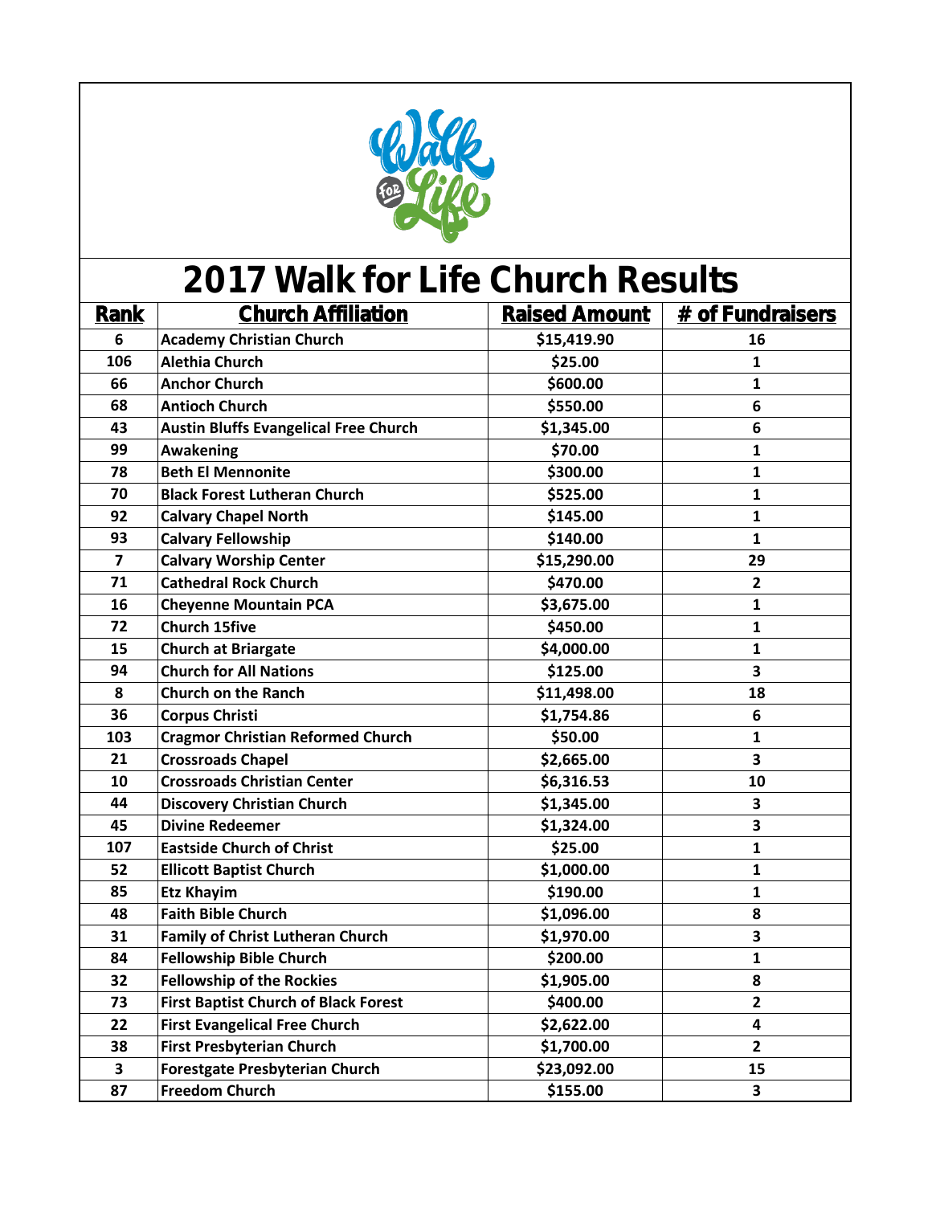# 2017 Walk for Life Church Results

| Rank | Church Affiliation | Raised Amount | # of Fundraisers |
|---|---|---|---|
| 6 | Academy Christian Church | $15,419.90 | 16 |
| 106 | Alethia Church | $25.00 | 1 |
| 66 | Anchor Church | $600.00 | 1 |
| 68 | Antioch Church | $550.00 | 6 |
| 43 | Austin Bluffs Evangelical Free Church | $1,345.00 | 6 |
| 99 | Awakening | $70.00 | 1 |
| 78 | Beth El Mennonite | $300.00 | 1 |
| 70 | Black Forest Lutheran Church | $525.00 | 1 |
| 92 | Calvary Chapel North | $145.00 | 1 |
| 93 | Calvary Fellowship | $140.00 | 1 |
| 7 | Calvary Worship Center | $15,290.00 | 29 |
| 71 | Cathedral Rock Church | $470.00 | 2 |
| 16 | Cheyenne Mountain PCA | $3,675.00 | 1 |
| 72 | Church 15five | $450.00 | 1 |
| 15 | Church at Briargate | $4,000.00 | 1 |
| 94 | Church for All Nations | $125.00 | 3 |
| 8 | Church on the Ranch | $11,498.00 | 18 |
| 36 | Corpus Christi | $1,754.86 | 6 |
| 103 | Cragmor Christian Reformed Church | $50.00 | 1 |
| 21 | Crossroads Chapel | $2,665.00 | 3 |
| 10 | Crossroads Christian Center | $6,316.53 | 10 |
| 44 | Discovery Christian Church | $1,345.00 | 3 |
| 45 | Divine Redeemer | $1,324.00 | 3 |
| 107 | Eastside Church of Christ | $25.00 | 1 |
| 52 | Ellicott Baptist Church | $1,000.00 | 1 |
| 85 | Etz Khayim | $190.00 | 1 |
| 48 | Faith Bible Church | $1,096.00 | 8 |
| 31 | Family of Christ Lutheran Church | $1,970.00 | 3 |
| 84 | Fellowship Bible Church | $200.00 | 1 |
| 32 | Fellowship of the Rockies | $1,905.00 | 8 |
| 73 | First Baptist Church of Black Forest | $400.00 | 2 |
| 22 | First Evangelical Free Church | $2,622.00 | 4 |
| 38 | First Presbyterian Church | $1,700.00 | 2 |
| 3 | Forestgate Presbyterian Church | $23,092.00 | 15 |
| 87 | Freedom Church | $155.00 | 3 |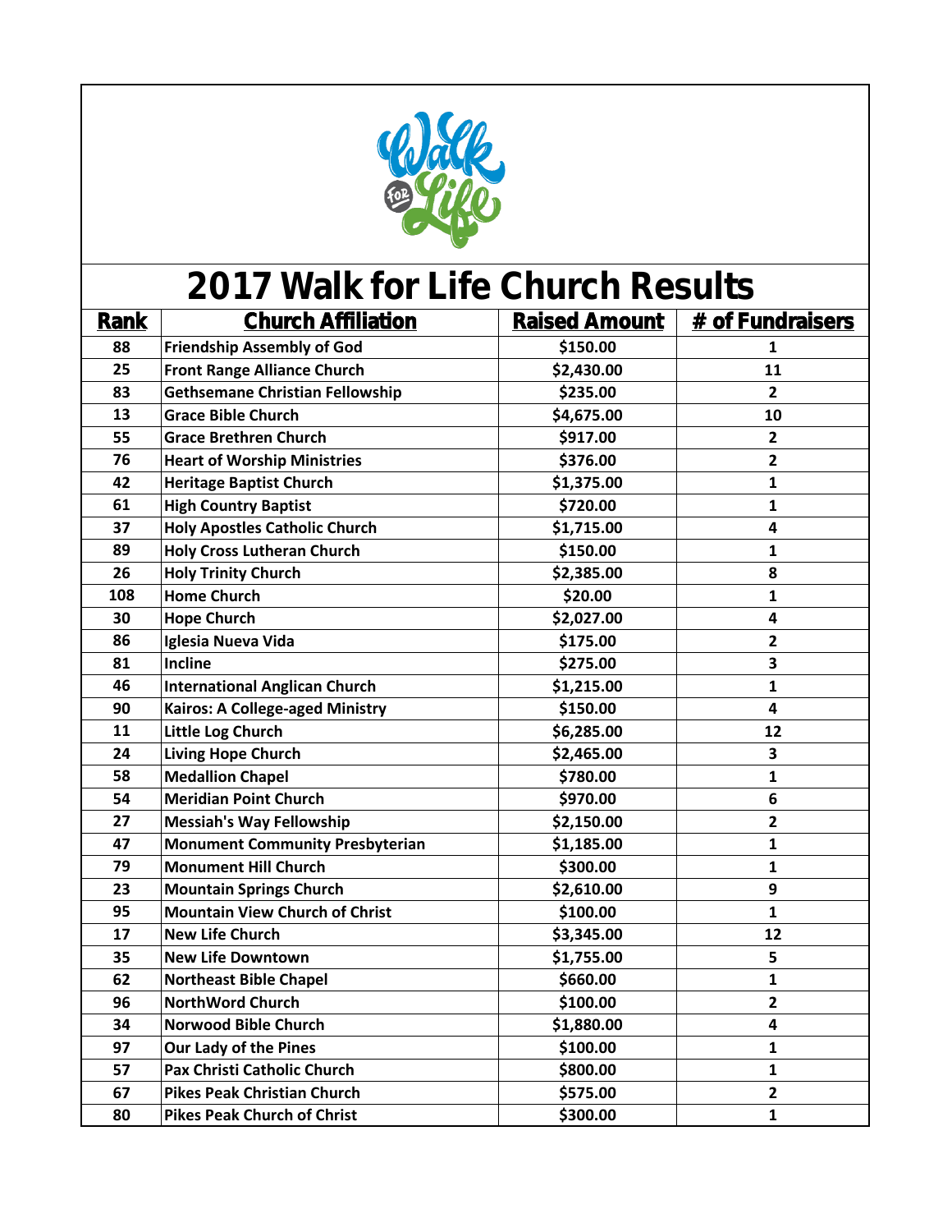# 2017 Walk for Life Church Results

| Rank | Church Affiliation | Raised Amount | # of Fundraisers |
|---|---|---|---|
| 88 | Friendship Assembly of God | $150.00 | 1 |
| 25 | Front Range Alliance Church | $2,430.00 | 11 |
| 83 | Gethsemane Christian Fellowship | $235.00 | 2 |
| 13 | Grace Bible Church | $4,675.00 | 10 |
| 55 | Grace Brethren Church | $917.00 | 2 |
| 76 | Heart of Worship Ministries | $376.00 | 2 |
| 42 | Heritage Baptist Church | $1,375.00 | 1 |
| 61 | High Country Baptist | $720.00 | 1 |
| 37 | Holy Apostles Catholic Church | $1,715.00 | 4 |
| 89 | Holy Cross Lutheran Church | $150.00 | 1 |
| 26 | Holy Trinity Church | $2,385.00 | 8 |
| 108 | Home Church | $20.00 | 1 |
| 30 | Hope Church | $2,027.00 | 4 |
| 86 | Iglesia Nueva Vida | $175.00 | 2 |
| 81 | Incline | $275.00 | 3 |
| 46 | International Anglican Church | $1,215.00 | 1 |
| 90 | Kairos: A College-aged Ministry | $150.00 | 4 |
| 11 | Little Log Church | $6,285.00 | 12 |
| 24 | Living Hope Church | $2,465.00 | 3 |
| 58 | Medallion Chapel | $780.00 | 1 |
| 54 | Meridian Point Church | $970.00 | 6 |
| 27 | Messiah's Way Fellowship | $2,150.00 | 2 |
| 47 | Monument Community Presbyterian | $1,185.00 | 1 |
| 79 | Monument Hill Church | $300.00 | 1 |
| 23 | Mountain Springs Church | $2,610.00 | 9 |
| 95 | Mountain View Church of Christ | $100.00 | 1 |
| 17 | New Life Church | $3,345.00 | 12 |
| 35 | New Life Downtown | $1,755.00 | 5 |
| 62 | Northeast Bible Chapel | $660.00 | 1 |
| 96 | NorthWord Church | $100.00 | 2 |
| 34 | Norwood Bible Church | $1,880.00 | 4 |
| 97 | Our Lady of the Pines | $100.00 | 1 |
| 57 | Pax Christi Catholic Church | $800.00 | 1 |
| 67 | Pikes Peak Christian Church | $575.00 | 2 |
| 80 | Pikes Peak Church of Christ | $300.00 | 1 |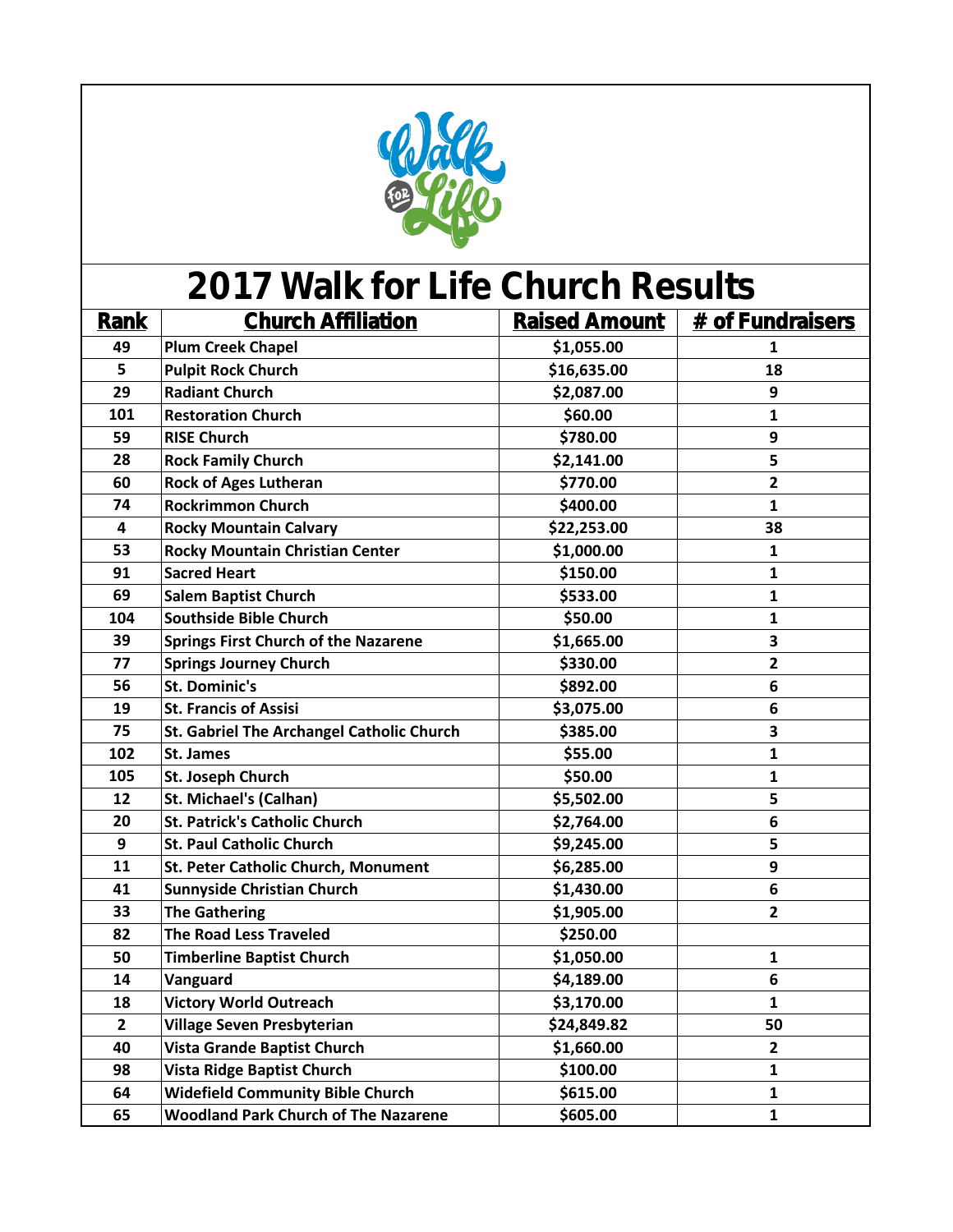# 2017 Walk for Life Church Results

| Rank | Church Affiliation | Raised Amount | # of Fundraisers |
|---|---|---|---|
| 49 | Plum Creek Chapel | $1,055.00 | 1 |
| 5 | Pulpit Rock Church | $16,635.00 | 18 |
| 29 | Radiant Church | $2,087.00 | 9 |
| 101 | Restoration Church | $60.00 | 1 |
| 59 | RISE Church | $780.00 | 9 |
| 28 | Rock Family Church | $2,141.00 | 5 |
| 60 | Rock of Ages Lutheran | $770.00 | 2 |
| 74 | Rockrimmon Church | $400.00 | 1 |
| 4 | Rocky Mountain Calvary | $22,253.00 | 38 |
| 53 | Rocky Mountain Christian Center | $1,000.00 | 1 |
| 91 | Sacred Heart | $150.00 | 1 |
| 69 | Salem Baptist Church | $533.00 | 1 |
| 104 | Southside Bible Church | $50.00 | 1 |
| 39 | Springs First Church of the Nazarene | $1,665.00 | 3 |
| 77 | Springs Journey Church | $330.00 | 2 |
| 56 | St. Dominic's | $892.00 | 6 |
| 19 | St. Francis of Assisi | $3,075.00 | 6 |
| 75 | St. Gabriel The Archangel Catholic Church | $385.00 | 3 |
| 102 | St. James | $55.00 | 1 |
| 105 | St. Joseph Church | $50.00 | 1 |
| 12 | St. Michael's (Calhan) | $5,502.00 | 5 |
| 20 | St. Patrick's Catholic Church | $2,764.00 | 6 |
| 9 | St. Paul Catholic Church | $9,245.00 | 5 |
| 11 | St. Peter Catholic Church, Monument | $6,285.00 | 9 |
| 41 | Sunnyside Christian Church | $1,430.00 | 6 |
| 33 | The Gathering | $1,905.00 | 2 |
| 82 | The Road Less Traveled | $250.00 | |
| 50 | Timberline Baptist Church | $1,050.00 | 1 |
| 14 | Vanguard | $4,189.00 | 6 |
| 18 | Victory World Outreach | $3,170.00 | 1 |
| 2 | Village Seven Presbyterian | $24,849.82 | 50 |
| 40 | Vista Grande Baptist Church | $1,660.00 | 2 |
| 98 | Vista Ridge Baptist Church | $100.00 | 1 |
| 64 | Widefield Community Bible Church | $615.00 | 1 |
| 65 | Woodland Park Church of The Nazarene | $605.00 | 1 |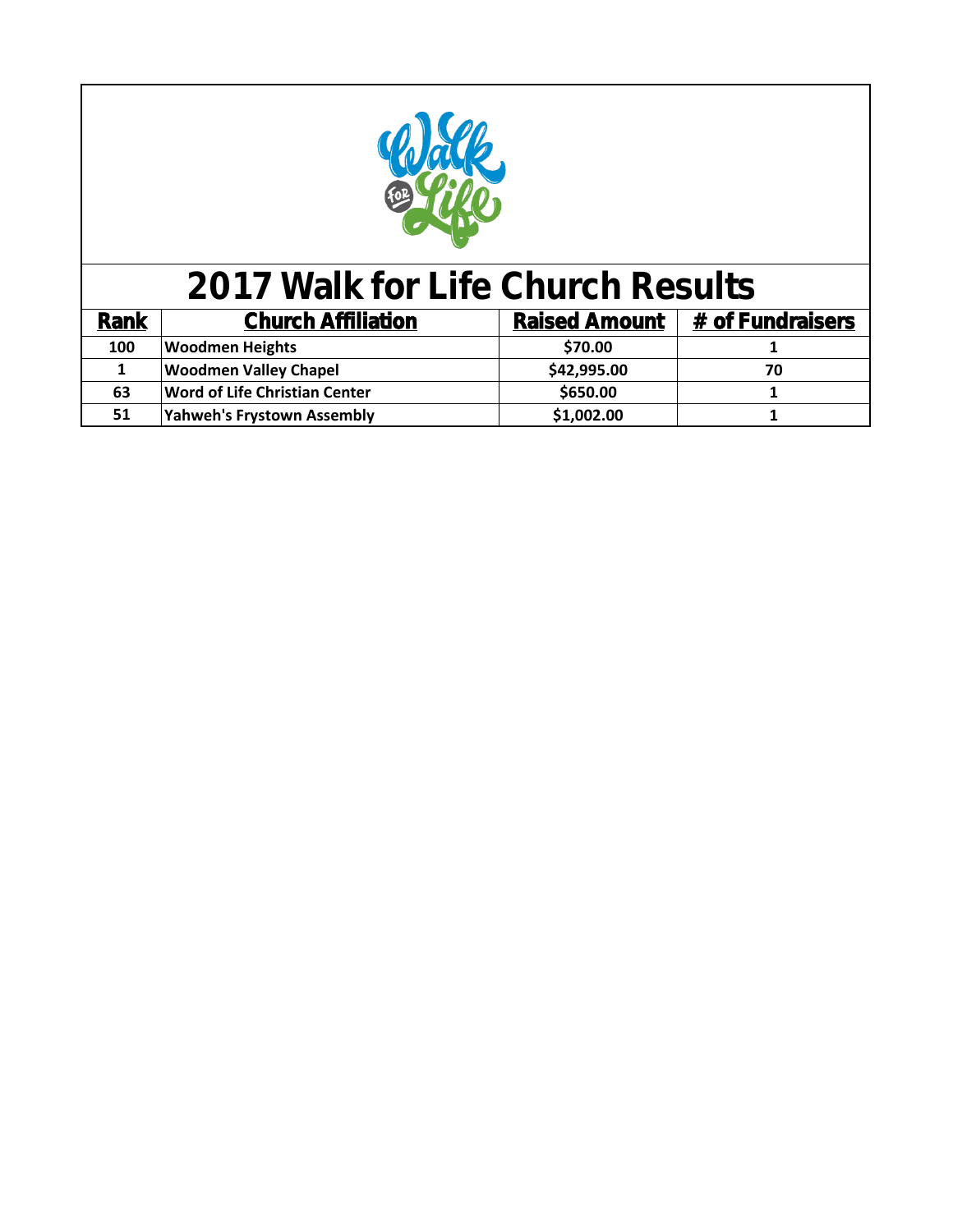# 2017 Walk for Life Church Results

| Rank | Church Affiliation | Raised Amount | # of Fundraisers |
|---|---|---|---|
| 100 | Woodmen Heights | $70.00 | 1 |
| 1 | Woodmen Valley Chapel | $42,995.00 | 70 |
| 63 | Word of Life Christian Center | $650.00 | 1 |
| 51 | Yahweh's Frystown Assembly | $1,002.00 | 1 |